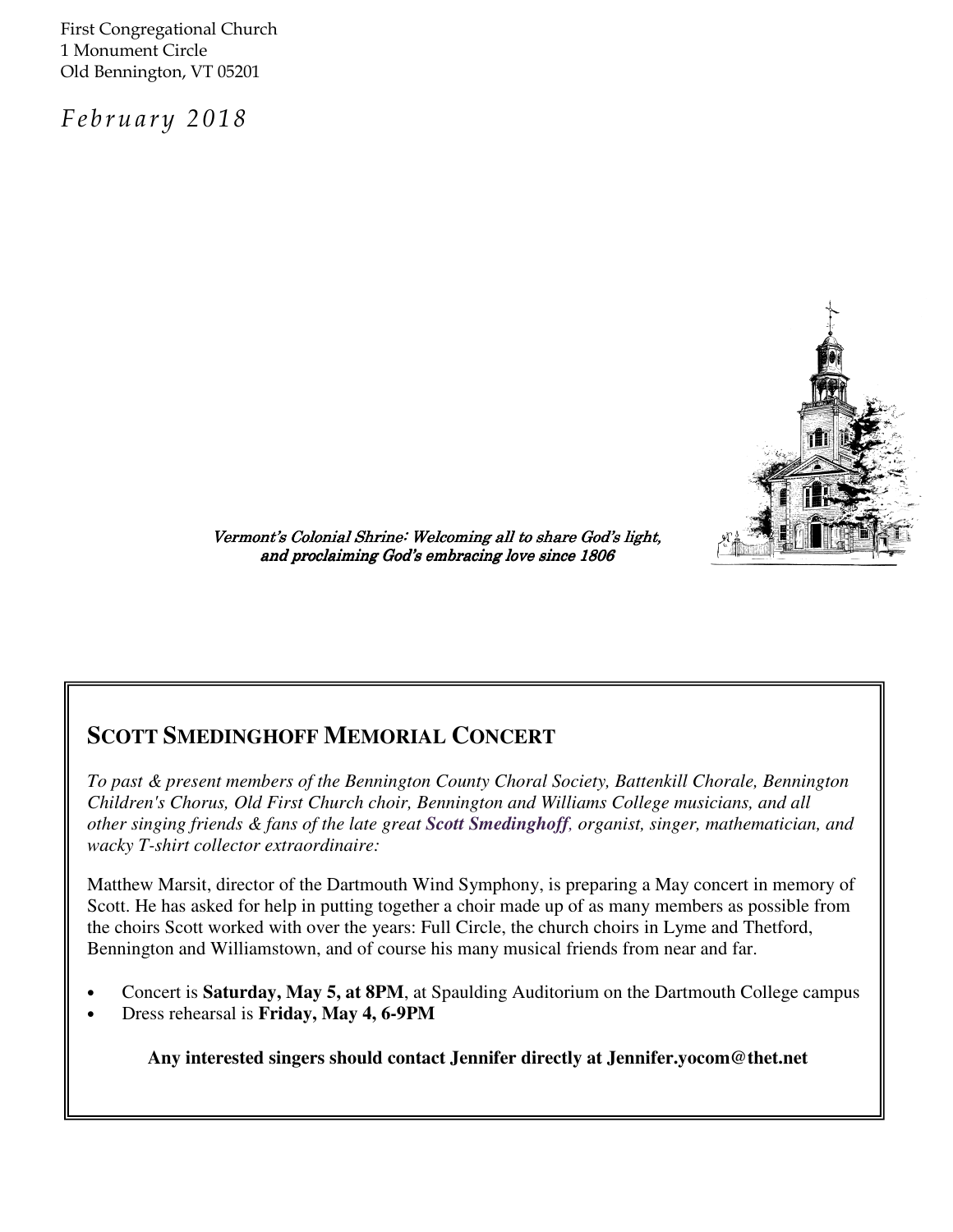First Congregational Church
1 Monument Circle
Old Bennington, VT 05201

*February 2018*

*Vermont's Colonial Shrine: Welcoming all to share God's light, and proclaiming God's embracing love since 1806*

## SCOTT SMEDINGHOFF MEMORIAL CONCERT

*To past & present members of the Bennington County Choral Society, Battenkill Chorale, Bennington Children's Chorus, Old First Church choir, Bennington and Williams College musicians, and all other singing friends & fans of the late great **Scott Smedinghoff**, organist, singer, mathematician, and wacky T-shirt collector extraordinaire:*

Matthew Marsit, director of the Dartmouth Wind Symphony, is preparing a May concert in memory of Scott. He has asked for help in putting together a choir made up of as many members as possible from the choirs Scott worked with over the years: Full Circle, the church choirs in Lyme and Thetford, Bennington and Williamstown, and of course his many musical friends from near and far.

- Concert is **Saturday, May 5, at 8PM**, at Spaulding Auditorium on the Dartmouth College campus
- Dress rehearsal is **Friday, May 4, 6-9PM**

**Any interested singers should contact Jennifer directly at Jennifer.yocom@thet.net**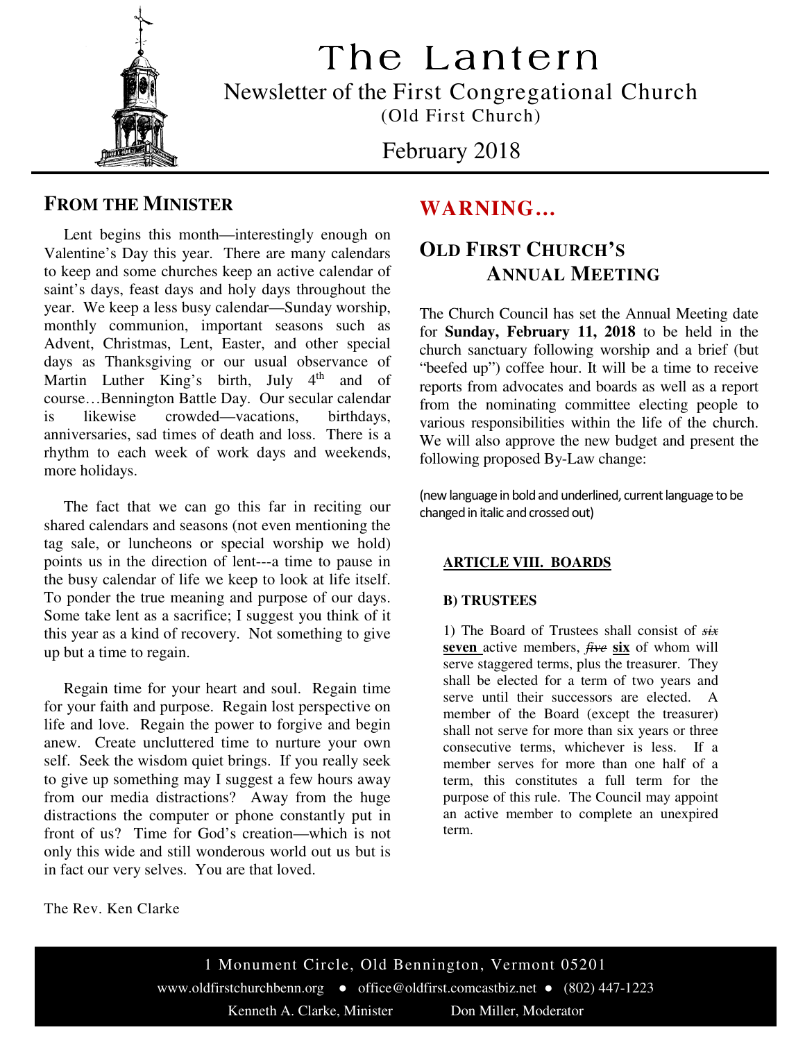# The Lantern

Newsletter of the First Congregational Church

(Old First Church)

February 2018

## FROM THE MINISTER

Lent begins this month—interestingly enough on Valentine's Day this year. There are many calendars to keep and some churches keep an active calendar of saint's days, feast days and holy days throughout the year. We keep a less busy calendar—Sunday worship, monthly communion, important seasons such as Advent, Christmas, Lent, Easter, and other special days as Thanksgiving or our usual observance of Martin Luther King's birth, July 4th and of course…Bennington Battle Day. Our secular calendar is likewise crowded—vacations, birthdays, anniversaries, sad times of death and loss. There is a rhythm to each week of work days and weekends, more holidays.

The fact that we can go this far in reciting our shared calendars and seasons (not even mentioning the tag sale, or luncheons or special worship we hold) points us in the direction of lent---a time to pause in the busy calendar of life we keep to look at life itself. To ponder the true meaning and purpose of our days. Some take lent as a sacrifice; I suggest you think of it this year as a kind of recovery. Not something to give up but a time to regain.

Regain time for your heart and soul. Regain time for your faith and purpose. Regain lost perspective on life and love. Regain the power to forgive and begin anew. Create uncluttered time to nurture your own self. Seek the wisdom quiet brings. If you really seek to give up something may I suggest a few hours away from our media distractions? Away from the huge distractions the computer or phone constantly put in front of us? Time for God's creation—which is not only this wide and still wonderous world out us but is in fact our very selves. You are that loved.

The Rev. Ken Clarke

## WARNING…

## OLD FIRST CHURCH'S ANNUAL MEETING

The Church Council has set the Annual Meeting date for **Sunday, February 11, 2018** to be held in the church sanctuary following worship and a brief (but "beefed up") coffee hour. It will be a time to receive reports from advocates and boards as well as a report from the nominating committee electing people to various responsibilities within the life of the church. We will also approve the new budget and present the following proposed By-Law change:

(new language in bold and underlined, current language to be changed in italic and crossed out)

**ARTICLE VIII. BOARDS**

**B) TRUSTEES**

1) The Board of Trustees shall consist of ~~*six*~~ **<u>seven</u>** active members, ~~*five*~~ **<u>six</u>** of whom will serve staggered terms, plus the treasurer. They shall be elected for a term of two years and serve until their successors are elected. A member of the Board (except the treasurer) shall not serve for more than six years or three consecutive terms, whichever is less. If a member serves for more than one half of a term, this constitutes a full term for the purpose of this rule. The Council may appoint an active member to complete an unexpired term.

1 Monument Circle, Old Bennington, Vermont 05201

www.oldfirstchurchbenn.org ● office@oldfirst.comcastbiz.net ● (802) 447-1223

Kenneth A. Clarke, Minister Don Miller, Moderator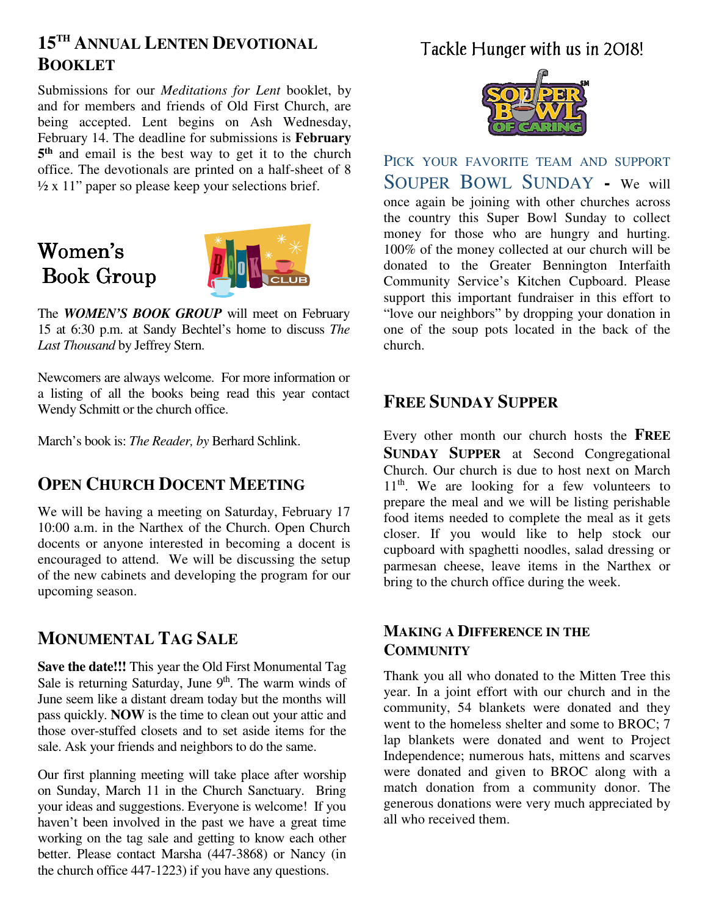## 15TH Annual Lenten Devotional Booklet

Submissions for our *Meditations for Lent* booklet, by and for members and friends of Old First Church, are being accepted. Lent begins on Ash Wednesday, February 14. The deadline for submissions is **February 5th** and email is the best way to get it to the church office. The devotionals are printed on a half-sheet of 8 ½ x 11" paper so please keep your selections brief.

## Women's Book Group

The ***WOMEN'S BOOK GROUP*** will meet on February 15 at 6:30 p.m. at Sandy Bechtel's home to discuss *The Last Thousand* by Jeffrey Stern.

Newcomers are always welcome. For more information or a listing of all the books being read this year contact Wendy Schmitt or the church office.

March's book is: *The Reader, by* Berhard Schlink.

## Open Church Docent Meeting

We will be having a meeting on Saturday, February 17 10:00 a.m. in the Narthex of the Church. Open Church docents or anyone interested in becoming a docent is encouraged to attend. We will be discussing the setup of the new cabinets and developing the program for our upcoming season.

## Monumental Tag Sale

**Save the date!!!** This year the Old First Monumental Tag Sale is returning Saturday, June 9th. The warm winds of June seem like a distant dream today but the months will pass quickly. **NOW** is the time to clean out your attic and those over-stuffed closets and to set aside items for the sale. Ask your friends and neighbors to do the same.

Our first planning meeting will take place after worship on Sunday, March 11 in the Church Sanctuary. Bring your ideas and suggestions. Everyone is welcome! If you haven't been involved in the past we have a great time working on the tag sale and getting to know each other better. Please contact Marsha (447-3868) or Nancy (in the church office 447-1223) if you have any questions.

## Tackle Hunger with us in 2018!

PICK YOUR FAVORITE TEAM AND SUPPORT SOUPER BOWL SUNDAY - We will once again be joining with other churches across the country this Super Bowl Sunday to collect money for those who are hungry and hurting. 100% of the money collected at our church will be donated to the Greater Bennington Interfaith Community Service's Kitchen Cupboard. Please support this important fundraiser in this effort to "love our neighbors" by dropping your donation in one of the soup pots located in the back of the church.

## Free Sunday Supper

Every other month our church hosts the **FREE SUNDAY SUPPER** at Second Congregational Church. Our church is due to host next on March 11th. We are looking for a few volunteers to prepare the meal and we will be listing perishable food items needed to complete the meal as it gets closer. If you would like to help stock our cupboard with spaghetti noodles, salad dressing or parmesan cheese, leave items in the Narthex or bring to the church office during the week.

## Making a Difference in the Community

Thank you all who donated to the Mitten Tree this year. In a joint effort with our church and in the community, 54 blankets were donated and they went to the homeless shelter and some to BROC; 7 lap blankets were donated and went to Project Independence; numerous hats, mittens and scarves were donated and given to BROC along with a match donation from a community donor. The generous donations were very much appreciated by all who received them.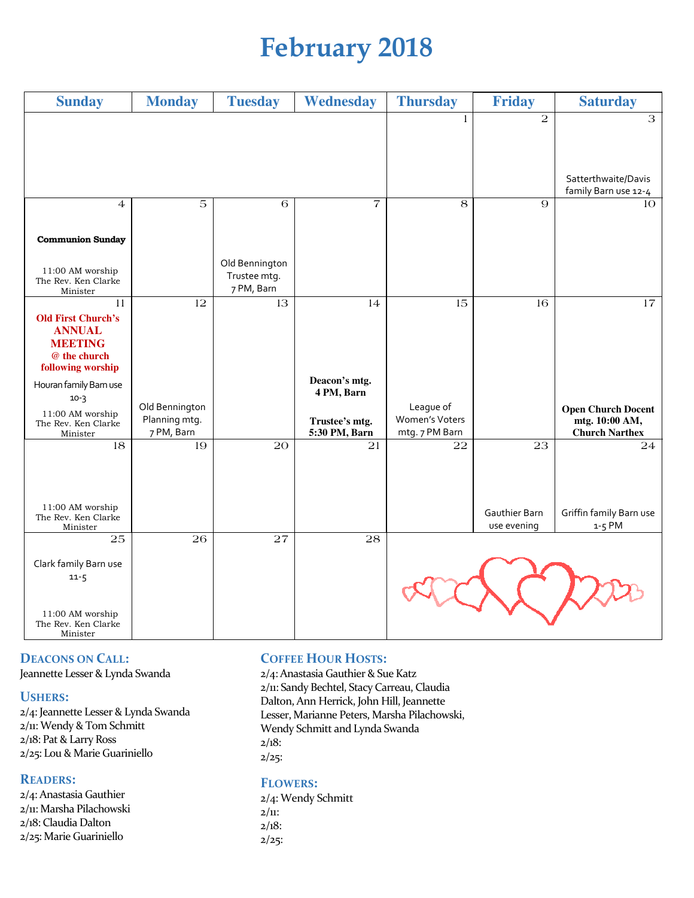# February 2018

| Sunday | Monday | Tuesday | Wednesday | Thursday | Friday | Saturday |
|---|---|---|---|---|---|---|
| | | | | 1 | 2 | 3<br>Satterthwaite/Davis family Barn use 12-4 |
| 4<br>**Communion Sunday**<br>11:00 AM worship The Rev. Ken Clarke Minister | 5 | 6<br>Old Bennington Trustee mtg. 7 PM, Barn | 7 | 8 | 9 | 10 |
| 11<br>**Old First Church's ANNUAL MEETING @ the church following worship**<br>Houran family Barn use 10-3<br>11:00 AM worship The Rev. Ken Clarke Minister | 12<br>Old Bennington Planning mtg. 7 PM, Barn | 13 | 14<br>**Deacon's mtg. 4 PM, Barn**<br>**Trustee's mtg. 5:30 PM, Barn** | 15<br>League of Women's Voters mtg. 7 PM Barn | 16 | 17<br>**Open Church Docent mtg. 10:00 AM, Church Narthex** |
| 18<br>11:00 AM worship The Rev. Ken Clarke Minister | 19 | 20 | 21 | 22 | 23<br>Gauthier Barn use evening | 24<br>Griffin family Barn use 1-5 PM |
| 25<br>Clark family Barn use 11-5<br>11:00 AM worship The Rev. Ken Clarke Minister | 26 | 27 | 28 | | | |

**Deacons on Call:**
Jeannette Lesser & Lynda Swanda

**Ushers:**
2/4: Jeannette Lesser & Lynda Swanda
2/11: Wendy & Tom Schmitt
2/18: Pat & Larry Ross
2/25: Lou & Marie Guariniello

**Readers:**
2/4: Anastasia Gauthier
2/11: Marsha Pilachowski
2/18: Claudia Dalton
2/25: Marie Guariniello

**Coffee Hour Hosts:**
2/4: Anastasia Gauthier & Sue Katz
2/11: Sandy Bechtel, Stacy Carreau, Claudia Dalton, Ann Herrick, John Hill, Jeannette Lesser, Marianne Peters, Marsha Pilachowski, Wendy Schmitt and Lynda Swanda
2/18:
2/25:

**Flowers:**
2/4: Wendy Schmitt
2/11:
2/18:
2/25: